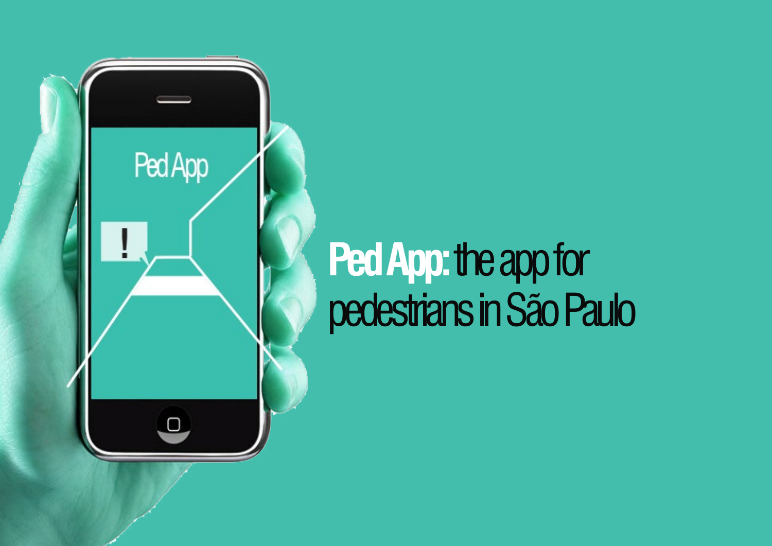# **Ped App:** the app for pedestrians in São Paulo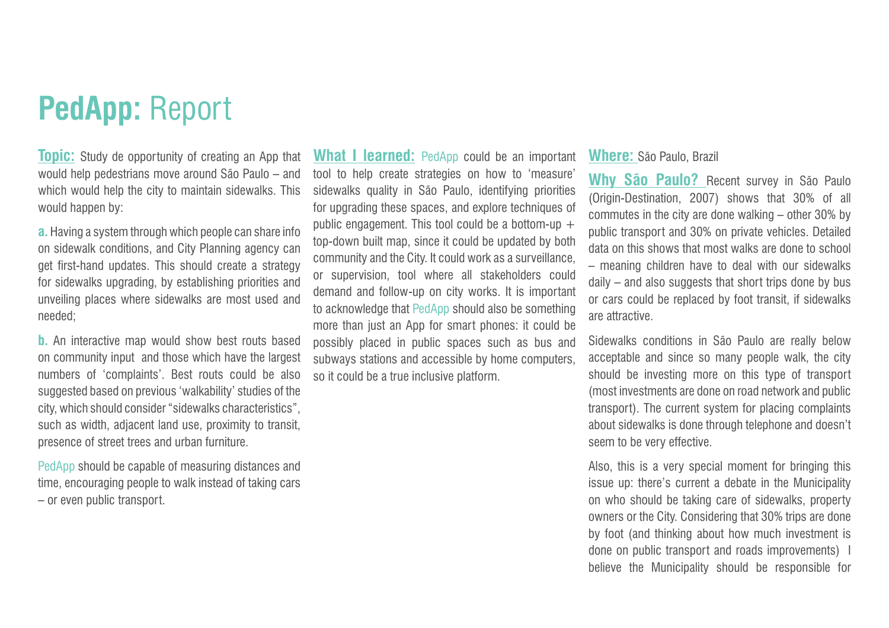# **PedApp:** Report

**Topic:** Study de opportunity of creating an App that would help pedestrians move around São Paulo – and which would help the city to maintain sidewalks. This would happen by:

**a.** Having a system through which people can share info on sidewalk conditions, and City Planning agency can get first-hand updates. This should create a strategy for sidewalks upgrading, by establishing priorities and unveiling places where sidewalks are most used and needed;

**b.** An interactive map would show best routs based on community input and those which have the largest numbers of 'complaints'. Best routs could be also suggested based on previous 'walkability' studies of the city, which should consider "sidewalks characteristics", such as width, adjacent land use, proximity to transit, presence of street trees and urban furniture.

PedApp should be capable of measuring distances and time, encouraging people to walk instead of taking cars – or even public transport.

**What I learned:** PedApp could be an important tool to help create strategies on how to 'measure' sidewalks quality in São Paulo, identifying priorities for upgrading these spaces, and explore techniques of public engagement. This tool could be a bottom-up + top-down built map, since it could be updated by both community and the City. It could work as a surveillance, or supervision, tool where all stakeholders could demand and follow-up on city works. It is important to acknowledge that PedApp should also be something more than just an App for smart phones: it could be possibly placed in public spaces such as bus and subways stations and accessible by home computers, so it could be a true inclusive platform.

**Where:** São Paulo, Brazil

**Why São Paulo?** Recent survey in São Paulo (Origin-Destination, 2007) shows that 30% of all commutes in the city are done walking – other 30% by public transport and 30% on private vehicles. Detailed data on this shows that most walks are done to school – meaning children have to deal with our sidewalks daily – and also suggests that short trips done by bus or cars could be replaced by foot transit, if sidewalks are attractive.

Sidewalks conditions in São Paulo are really below acceptable and since so many people walk, the city should be investing more on this type of transport (most investments are done on road network and public transport). The current system for placing complaints about sidewalks is done through telephone and doesn't seem to be very effective.

Also, this is a very special moment for bringing this issue up: there's current a debate in the Municipality on who should be taking care of sidewalks, property owners or the City. Considering that 30% trips are done by foot (and thinking about how much investment is done on public transport and roads improvements) I believe the Municipality should be responsible for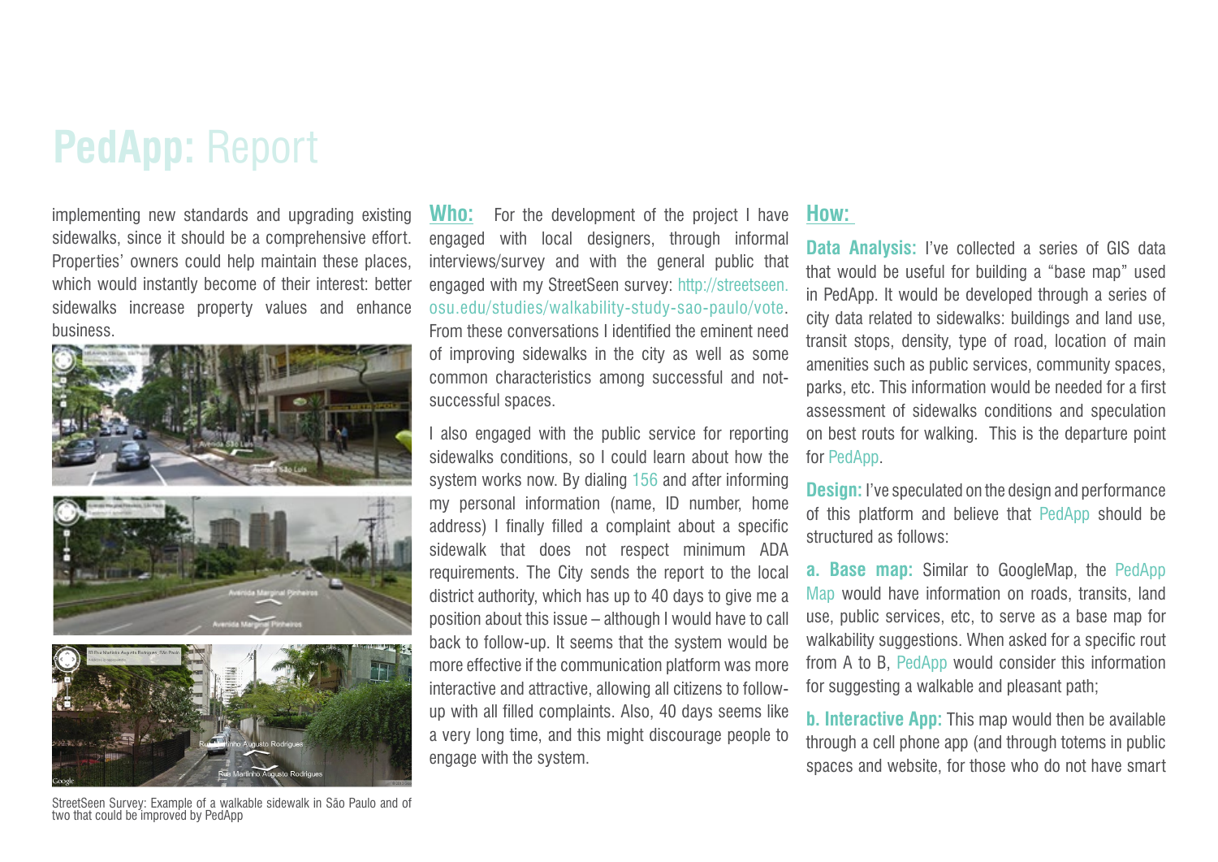# **PedApp:** Report

implementing new standards and upgrading existing sidewalks, since it should be a comprehensive effort. Properties' owners could help maintain these places, which would instantly become of their interest: better sidewalks increase property values and enhance business.

StreetSeen Survey: Example of a walkable sidewalk in São Paulo and of two that could be improved by PedApp

**Who:** For the development of the project I have engaged with local designers, through informal interviews/survey and with the general public that engaged with my StreetSeen survey: http://streetseen.osu.edu/studies/walkability-study-sao-paulo/vote. From these conversations I identified the eminent need of improving sidewalks in the city as well as some common characteristics among successful and not-successful spaces.

I also engaged with the public service for reporting sidewalks conditions, so I could learn about how the system works now. By dialing 156 and after informing my personal information (name, ID number, home address) I finally filled a complaint about a specific sidewalk that does not respect minimum ADA requirements. The City sends the report to the local district authority, which has up to 40 days to give me a position about this issue – although I would have to call back to follow-up. It seems that the system would be more effective if the communication platform was more interactive and attractive, allowing all citizens to follow-up with all filled complaints. Also, 40 days seems like a very long time, and this might discourage people to engage with the system.

**How:**

**Data Analysis:** I've collected a series of GIS data that would be useful for building a "base map" used in PedApp. It would be developed through a series of city data related to sidewalks: buildings and land use, transit stops, density, type of road, location of main amenities such as public services, community spaces, parks, etc. This information would be needed for a first assessment of sidewalks conditions and speculation on best routs for walking. This is the departure point for PedApp.

**Design:** I've speculated on the design and performance of this platform and believe that PedApp should be structured as follows:

**a. Base map:** Similar to GoogleMap, the PedApp Map would have information on roads, transits, land use, public services, etc, to serve as a base map for walkability suggestions. When asked for a specific rout from A to B, PedApp would consider this information for suggesting a walkable and pleasant path;

**b. Interactive App:** This map would then be available through a cell phone app (and through totems in public spaces and website, for those who do not have smart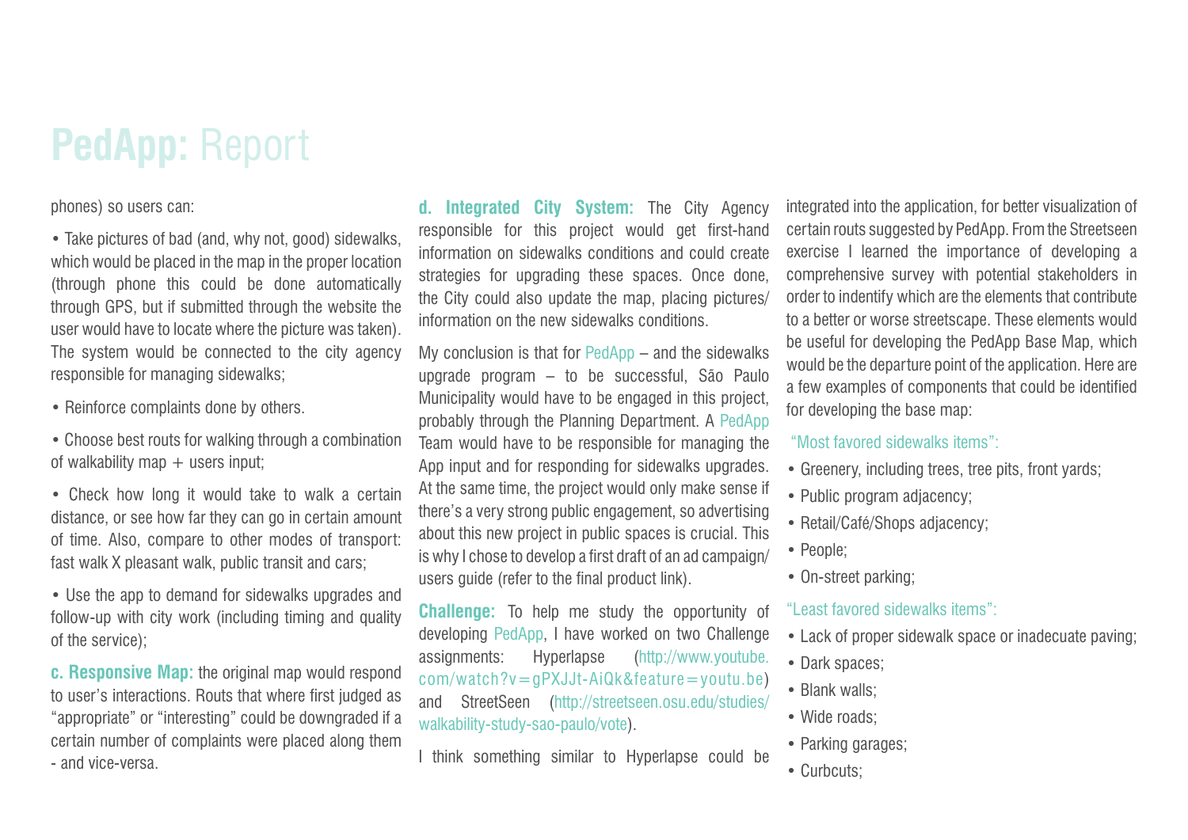# **PedApp:** Report

phones) so users can:

- Take pictures of bad (and, why not, good) sidewalks, which would be placed in the map in the proper location (through phone this could be done automatically through GPS, but if submitted through the website the user would have to locate where the picture was taken). The system would be connected to the city agency responsible for managing sidewalks;
- Reinforce complaints done by others.
- Choose best routs for walking through a combination of walkability map + users input;
- Check how long it would take to walk a certain distance, or see how far they can go in certain amount of time. Also, compare to other modes of transport: fast walk X pleasant walk, public transit and cars;
- Use the app to demand for sidewalks upgrades and follow-up with city work (including timing and quality of the service);

**c. Responsive Map:** the original map would respond to user's interactions. Routs that where first judged as "appropriate" or "interesting" could be downgraded if a certain number of complaints were placed along them - and vice-versa.

**d. Integrated City System:** The City Agency responsible for this project would get first-hand information on sidewalks conditions and could create strategies for upgrading these spaces. Once done, the City could also update the map, placing pictures/ information on the new sidewalks conditions.

My conclusion is that for PedApp – and the sidewalks upgrade program – to be successful, São Paulo Municipality would have to be engaged in this project, probably through the Planning Department. A PedApp Team would have to be responsible for managing the App input and for responding for sidewalks upgrades. At the same time, the project would only make sense if there's a very strong public engagement, so advertising about this new project in public spaces is crucial. This is why I chose to develop a first draft of an ad campaign/ users guide (refer to the final product link).

**Challenge:** To help me study the opportunity of developing PedApp, I have worked on two Challenge assignments: Hyperlapse (http://www.youtube.com/watch?v=gPXJJt-AiQk&feature=youtu.be) and StreetSeen (http://streetseen.osu.edu/studies/walkability-study-sao-paulo/vote).

I think something similar to Hyperlapse could be integrated into the application, for better visualization of certain routs suggested by PedApp. From the Streetseen exercise I learned the importance of developing a comprehensive survey with potential stakeholders in order to indentify which are the elements that contribute to a better or worse streetscape. These elements would be useful for developing the PedApp Base Map, which would be the departure point of the application. Here are a few examples of components that could be identified for developing the base map:

"Most favored sidewalks items":

- Greenery, including trees, tree pits, front yards;
- Public program adjacency;
- Retail/Café/Shops adjacency;
- People;
- On-street parking;

"Least favored sidewalks items":

- Lack of proper sidewalk space or inadecuate paving;
- Dark spaces;
- Blank walls;
- Wide roads;
- Parking garages;
- Curbcuts;